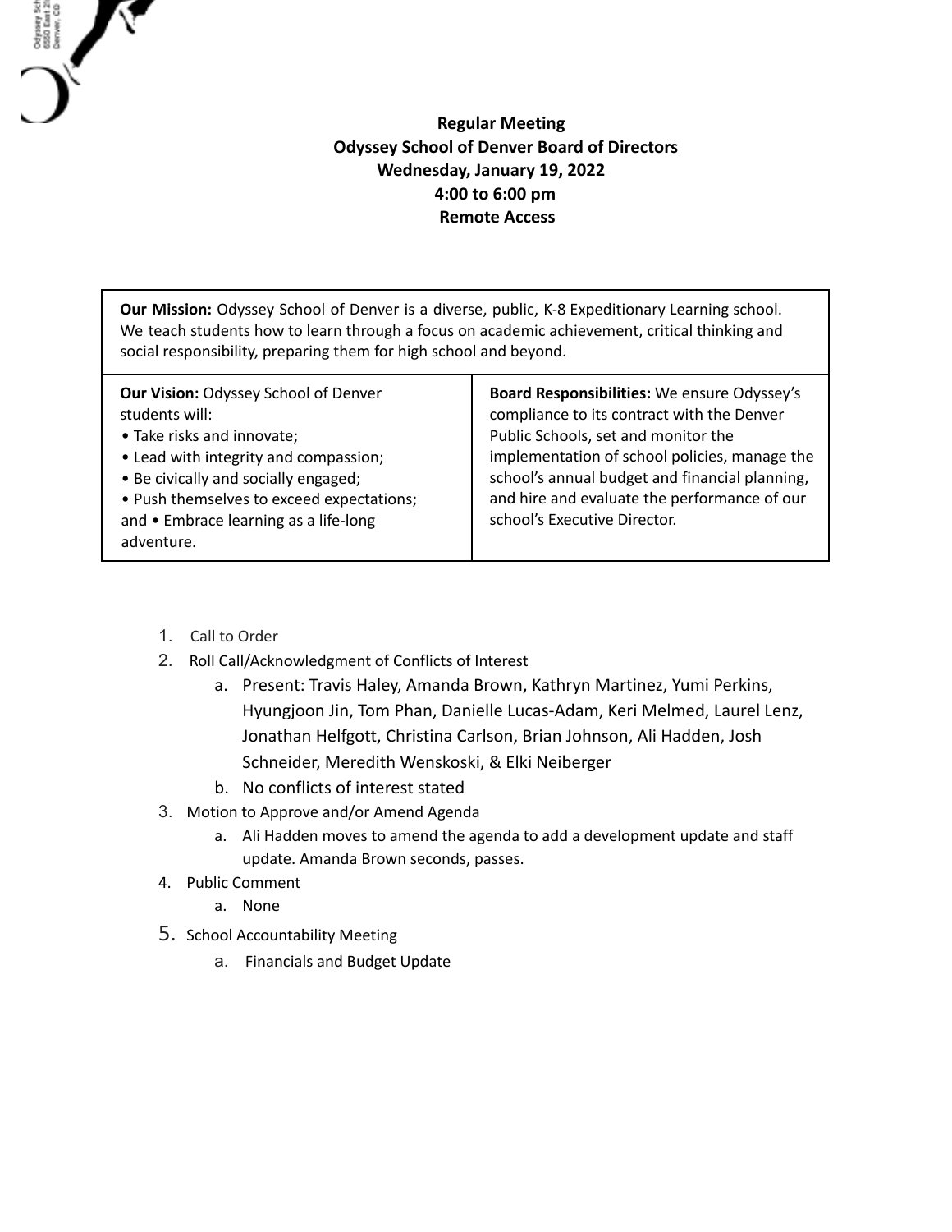**Regular Meeting**
**Odyssey School of Denver Board of Directors**
**Wednesday, January 19, 2022**
**4:00 to 6:00 pm**
**Remote Access**

| **Our Mission:** Odyssey School of Denver is a diverse, public, K-8 Expeditionary Learning school. We teach students how to learn through a focus on academic achievement, critical thinking and social responsibility, preparing them for high school and beyond. | |
|---|---|
| **Our Vision:** Odyssey School of Denver students will: • Take risks and innovate; • Lead with integrity and compassion; • Be civically and socially engaged; • Push themselves to exceed expectations; and • Embrace learning as a life-long adventure. | **Board Responsibilities:** We ensure Odyssey's compliance to its contract with the Denver Public Schools, set and monitor the implementation of school policies, manage the school's annual budget and financial planning, and hire and evaluate the performance of our school's Executive Director. |

1. Call to Order
2. Roll Call/Acknowledgment of Conflicts of Interest
   a. Present: Travis Haley, Amanda Brown, Kathryn Martinez, Yumi Perkins, Hyungjoon Jin, Tom Phan, Danielle Lucas-Adam, Keri Melmed, Laurel Lenz, Jonathan Helfgott, Christina Carlson, Brian Johnson, Ali Hadden, Josh Schneider, Meredith Wenskoski, & Elki Neiberger
   b. No conflicts of interest stated
3. Motion to Approve and/or Amend Agenda
   a. Ali Hadden moves to amend the agenda to add a development update and staff update. Amanda Brown seconds, passes.
4. Public Comment
   a. None
5. School Accountability Meeting
   a. Financials and Budget Update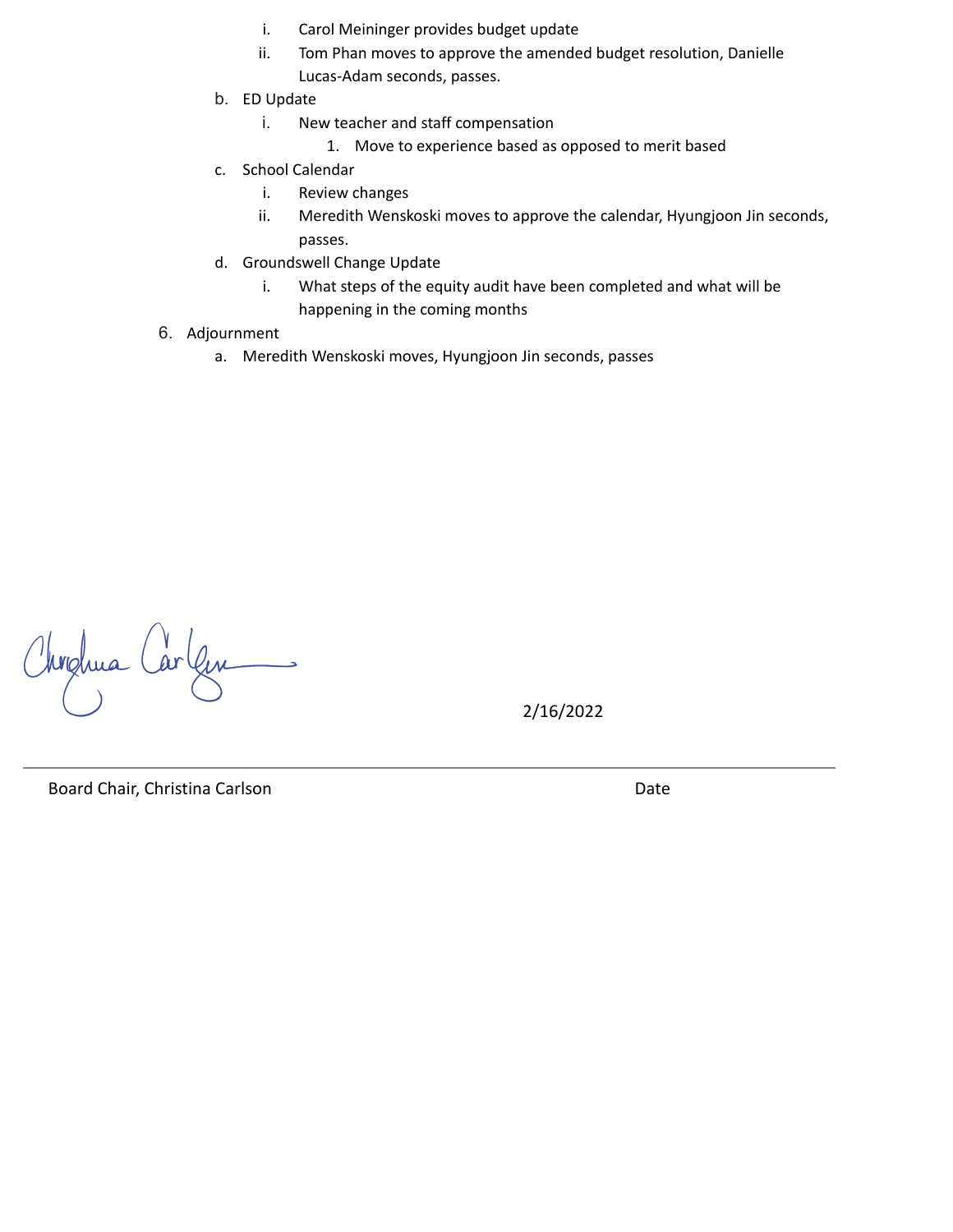i. Carol Meininger provides budget update
        ii. Tom Phan moves to approve the amended budget resolution, Danielle Lucas-Adam seconds, passes.
    b. ED Update
        i. New teacher and staff compensation
            1. Move to experience based as opposed to merit based
    c. School Calendar
        i. Review changes
        ii. Meredith Wenskoski moves to approve the calendar, Hyungjoon Jin seconds, passes.
    d. Groundswell Change Update
        i. What steps of the equity audit have been completed and what will be happening in the coming months
6. Adjournment
    a. Meredith Wenskoski moves, Hyungjoon Jin seconds, passes

2/16/2022

Board Chair, Christina Carlson                                        Date